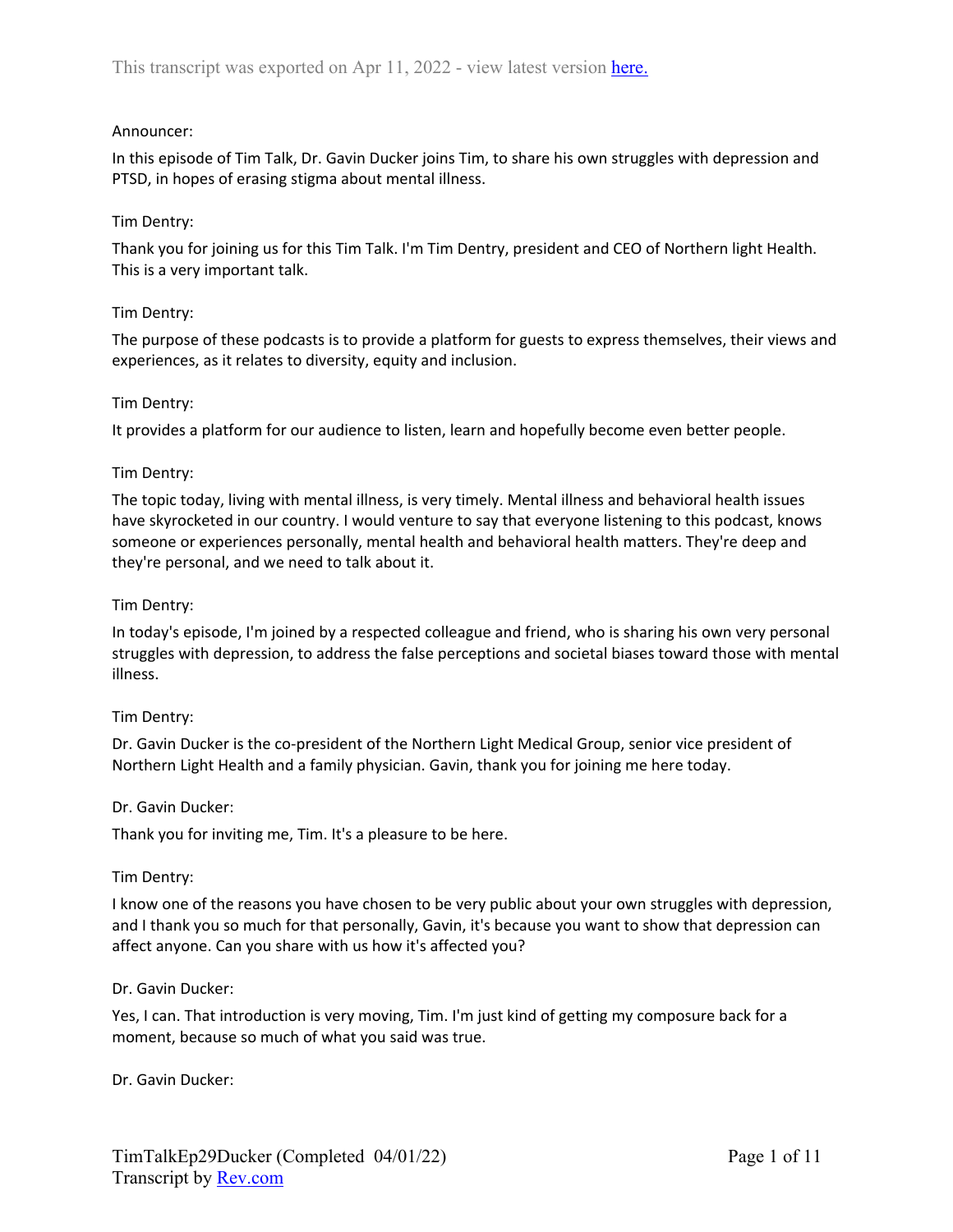This transcript was exported on Apr 11, 2022 - view latest version here.

Announcer:

In this episode of Tim Talk, Dr. Gavin Ducker joins Tim, to share his own struggles with depression and PTSD, in hopes of erasing stigma about mental illness.

Tim Dentry:

Thank you for joining us for this Tim Talk. I'm Tim Dentry, president and CEO of Northern light Health. This is a very important talk.

Tim Dentry:

The purpose of these podcasts is to provide a platform for guests to express themselves, their views and experiences, as it relates to diversity, equity and inclusion.

Tim Dentry:

It provides a platform for our audience to listen, learn and hopefully become even better people.

Tim Dentry:

The topic today, living with mental illness, is very timely. Mental illness and behavioral health issues have skyrocketed in our country. I would venture to say that everyone listening to this podcast, knows someone or experiences personally, mental health and behavioral health matters. They're deep and they're personal, and we need to talk about it.

Tim Dentry:

In today's episode, I'm joined by a respected colleague and friend, who is sharing his own very personal struggles with depression, to address the false perceptions and societal biases toward those with mental illness.

Tim Dentry:

Dr. Gavin Ducker is the co-president of the Northern Light Medical Group, senior vice president of Northern Light Health and a family physician. Gavin, thank you for joining me here today.

Dr. Gavin Ducker:

Thank you for inviting me, Tim. It's a pleasure to be here.

Tim Dentry:

I know one of the reasons you have chosen to be very public about your own struggles with depression, and I thank you so much for that personally, Gavin, it's because you want to show that depression can affect anyone. Can you share with us how it's affected you?

Dr. Gavin Ducker:

Yes, I can. That introduction is very moving, Tim. I'm just kind of getting my composure back for a moment, because so much of what you said was true.

Dr. Gavin Ducker: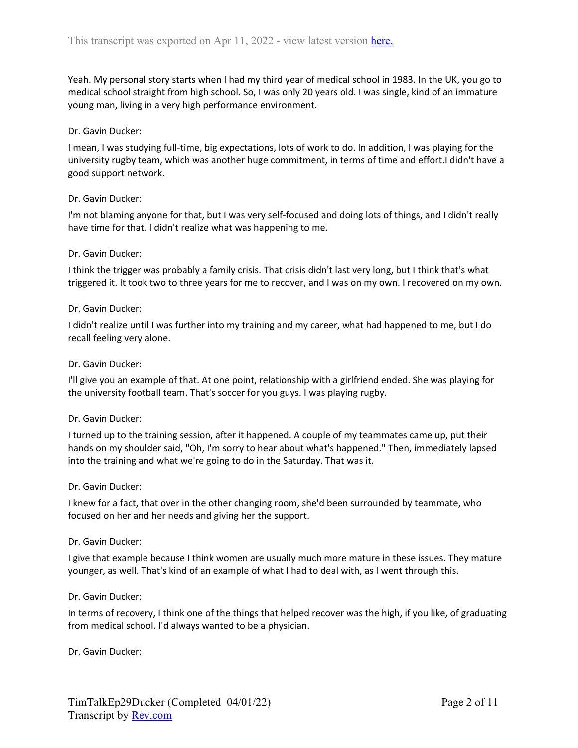Yeah. My personal story starts when I had my third year of medical school in 1983. In the UK, you go to medical school straight from high school. So, I was only 20 years old. I was single, kind of an immature young man, living in a very high performance environment.

Dr. Gavin Ducker:

I mean, I was studying full-time, big expectations, lots of work to do. In addition, I was playing for the university rugby team, which was another huge commitment, in terms of time and effort.I didn't have a good support network.

Dr. Gavin Ducker:

I'm not blaming anyone for that, but I was very self-focused and doing lots of things, and I didn't really have time for that. I didn't realize what was happening to me.

Dr. Gavin Ducker:

I think the trigger was probably a family crisis. That crisis didn't last very long, but I think that's what triggered it. It took two to three years for me to recover, and I was on my own. I recovered on my own.

Dr. Gavin Ducker:

I didn't realize until I was further into my training and my career, what had happened to me, but I do recall feeling very alone.

Dr. Gavin Ducker:

I'll give you an example of that. At one point, relationship with a girlfriend ended. She was playing for the university football team. That's soccer for you guys. I was playing rugby.

Dr. Gavin Ducker:

I turned up to the training session, after it happened. A couple of my teammates came up, put their hands on my shoulder said, "Oh, I'm sorry to hear about what's happened." Then, immediately lapsed into the training and what we're going to do in the Saturday. That was it.

Dr. Gavin Ducker:

I knew for a fact, that over in the other changing room, she'd been surrounded by teammate, who focused on her and her needs and giving her the support.

Dr. Gavin Ducker:

I give that example because I think women are usually much more mature in these issues. They mature younger, as well. That's kind of an example of what I had to deal with, as I went through this.

Dr. Gavin Ducker:

In terms of recovery, I think one of the things that helped recover was the high, if you like, of graduating from medical school. I'd always wanted to be a physician.

Dr. Gavin Ducker: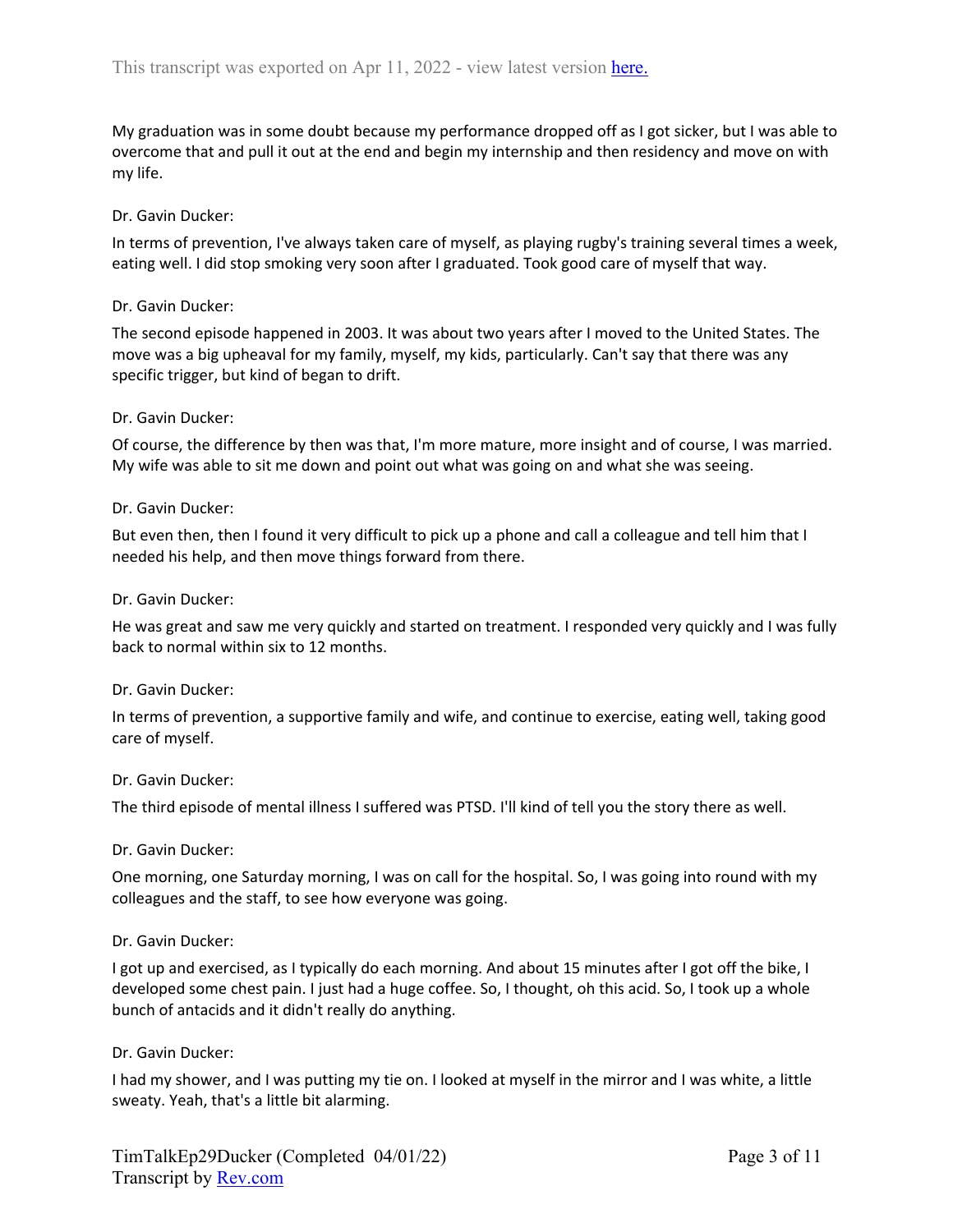My graduation was in some doubt because my performance dropped off as I got sicker, but I was able to overcome that and pull it out at the end and begin my internship and then residency and move on with my life.

Dr. Gavin Ducker:

In terms of prevention, I've always taken care of myself, as playing rugby's training several times a week, eating well. I did stop smoking very soon after I graduated. Took good care of myself that way.

Dr. Gavin Ducker:

The second episode happened in 2003. It was about two years after I moved to the United States. The move was a big upheaval for my family, myself, my kids, particularly. Can't say that there was any specific trigger, but kind of began to drift.

Dr. Gavin Ducker:

Of course, the difference by then was that, I'm more mature, more insight and of course, I was married. My wife was able to sit me down and point out what was going on and what she was seeing.

Dr. Gavin Ducker:

But even then, then I found it very difficult to pick up a phone and call a colleague and tell him that I needed his help, and then move things forward from there.

Dr. Gavin Ducker:

He was great and saw me very quickly and started on treatment. I responded very quickly and I was fully back to normal within six to 12 months.

Dr. Gavin Ducker:

In terms of prevention, a supportive family and wife, and continue to exercise, eating well, taking good care of myself.

Dr. Gavin Ducker:

The third episode of mental illness I suffered was PTSD. I'll kind of tell you the story there as well.

Dr. Gavin Ducker:

One morning, one Saturday morning, I was on call for the hospital. So, I was going into round with my colleagues and the staff, to see how everyone was going.

Dr. Gavin Ducker:

I got up and exercised, as I typically do each morning. And about 15 minutes after I got off the bike, I developed some chest pain. I just had a huge coffee. So, I thought, oh this acid. So, I took up a whole bunch of antacids and it didn't really do anything.

Dr. Gavin Ducker:

I had my shower, and I was putting my tie on. I looked at myself in the mirror and I was white, a little sweaty. Yeah, that's a little bit alarming.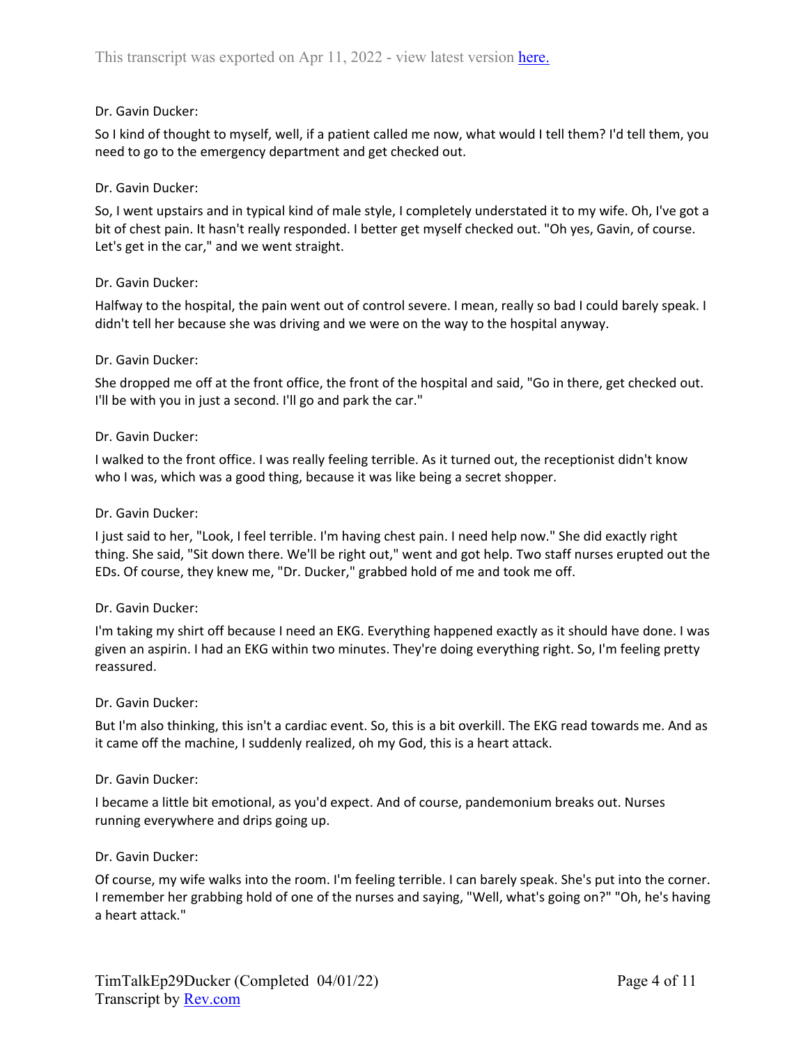Dr. Gavin Ducker:

So I kind of thought to myself, well, if a patient called me now, what would I tell them? I'd tell them, you need to go to the emergency department and get checked out.

Dr. Gavin Ducker:

So, I went upstairs and in typical kind of male style, I completely understated it to my wife. Oh, I've got a bit of chest pain. It hasn't really responded. I better get myself checked out. "Oh yes, Gavin, of course. Let's get in the car," and we went straight.

Dr. Gavin Ducker:

Halfway to the hospital, the pain went out of control severe. I mean, really so bad I could barely speak. I didn't tell her because she was driving and we were on the way to the hospital anyway.

Dr. Gavin Ducker:

She dropped me off at the front office, the front of the hospital and said, "Go in there, get checked out. I'll be with you in just a second. I'll go and park the car."

Dr. Gavin Ducker:

I walked to the front office. I was really feeling terrible. As it turned out, the receptionist didn't know who I was, which was a good thing, because it was like being a secret shopper.

Dr. Gavin Ducker:

I just said to her, "Look, I feel terrible. I'm having chest pain. I need help now." She did exactly right thing. She said, "Sit down there. We'll be right out," went and got help. Two staff nurses erupted out the EDs. Of course, they knew me, "Dr. Ducker," grabbed hold of me and took me off.

Dr. Gavin Ducker:

I'm taking my shirt off because I need an EKG. Everything happened exactly as it should have done. I was given an aspirin. I had an EKG within two minutes. They're doing everything right. So, I'm feeling pretty reassured.

Dr. Gavin Ducker:

But I'm also thinking, this isn't a cardiac event. So, this is a bit overkill. The EKG read towards me. And as it came off the machine, I suddenly realized, oh my God, this is a heart attack.

Dr. Gavin Ducker:

I became a little bit emotional, as you'd expect. And of course, pandemonium breaks out. Nurses running everywhere and drips going up.

Dr. Gavin Ducker:

Of course, my wife walks into the room. I'm feeling terrible. I can barely speak. She's put into the corner. I remember her grabbing hold of one of the nurses and saying, "Well, what's going on?" "Oh, he's having a heart attack."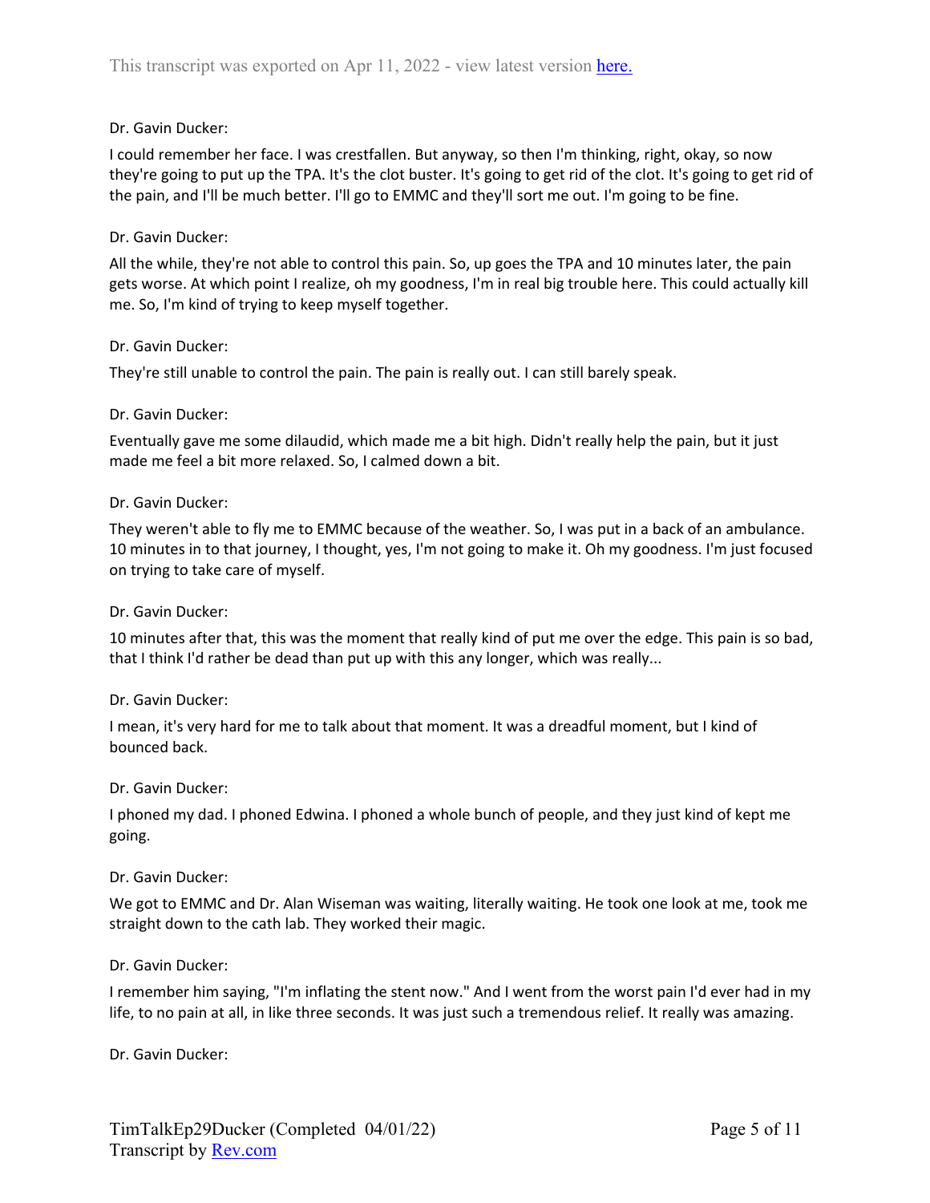Dr. Gavin Ducker:

I could remember her face. I was crestfallen. But anyway, so then I'm thinking, right, okay, so now they're going to put up the TPA. It's the clot buster. It's going to get rid of the clot. It's going to get rid of the pain, and I'll be much better. I'll go to EMMC and they'll sort me out. I'm going to be fine.

Dr. Gavin Ducker:

All the while, they're not able to control this pain. So, up goes the TPA and 10 minutes later, the pain gets worse. At which point I realize, oh my goodness, I'm in real big trouble here. This could actually kill me. So, I'm kind of trying to keep myself together.

Dr. Gavin Ducker:

They're still unable to control the pain. The pain is really out. I can still barely speak.

Dr. Gavin Ducker:

Eventually gave me some dilaudid, which made me a bit high. Didn't really help the pain, but it just made me feel a bit more relaxed. So, I calmed down a bit.

Dr. Gavin Ducker:

They weren't able to fly me to EMMC because of the weather. So, I was put in a back of an ambulance. 10 minutes in to that journey, I thought, yes, I'm not going to make it. Oh my goodness. I'm just focused on trying to take care of myself.

Dr. Gavin Ducker:

10 minutes after that, this was the moment that really kind of put me over the edge. This pain is so bad, that I think I'd rather be dead than put up with this any longer, which was really...

Dr. Gavin Ducker:

I mean, it's very hard for me to talk about that moment. It was a dreadful moment, but I kind of bounced back.

Dr. Gavin Ducker:

I phoned my dad. I phoned Edwina. I phoned a whole bunch of people, and they just kind of kept me going.

Dr. Gavin Ducker:

We got to EMMC and Dr. Alan Wiseman was waiting, literally waiting. He took one look at me, took me straight down to the cath lab. They worked their magic.

Dr. Gavin Ducker:

I remember him saying, "I'm inflating the stent now." And I went from the worst pain I'd ever had in my life, to no pain at all, in like three seconds. It was just such a tremendous relief. It really was amazing.

Dr. Gavin Ducker: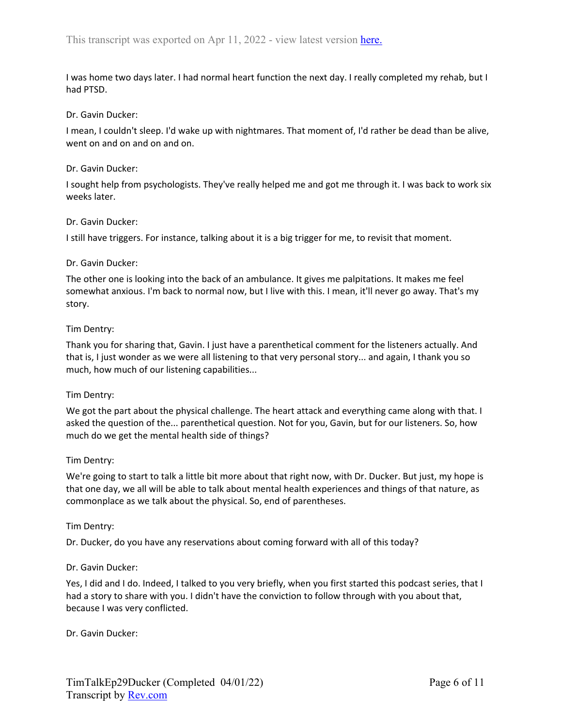I was home two days later. I had normal heart function the next day. I really completed my rehab, but I had PTSD.

Dr. Gavin Ducker:

I mean, I couldn't sleep. I'd wake up with nightmares. That moment of, I'd rather be dead than be alive, went on and on and on and on.

Dr. Gavin Ducker:

I sought help from psychologists. They've really helped me and got me through it. I was back to work six weeks later.

Dr. Gavin Ducker:

I still have triggers. For instance, talking about it is a big trigger for me, to revisit that moment.

Dr. Gavin Ducker:

The other one is looking into the back of an ambulance. It gives me palpitations. It makes me feel somewhat anxious. I'm back to normal now, but I live with this. I mean, it'll never go away. That's my story.

Tim Dentry:

Thank you for sharing that, Gavin. I just have a parenthetical comment for the listeners actually. And that is, I just wonder as we were all listening to that very personal story... and again, I thank you so much, how much of our listening capabilities...

Tim Dentry:

We got the part about the physical challenge. The heart attack and everything came along with that. I asked the question of the... parenthetical question. Not for you, Gavin, but for our listeners. So, how much do we get the mental health side of things?

Tim Dentry:

We're going to start to talk a little bit more about that right now, with Dr. Ducker. But just, my hope is that one day, we all will be able to talk about mental health experiences and things of that nature, as commonplace as we talk about the physical. So, end of parentheses.

Tim Dentry:

Dr. Ducker, do you have any reservations about coming forward with all of this today?

Dr. Gavin Ducker:

Yes, I did and I do. Indeed, I talked to you very briefly, when you first started this podcast series, that I had a story to share with you. I didn't have the conviction to follow through with you about that, because I was very conflicted.

Dr. Gavin Ducker: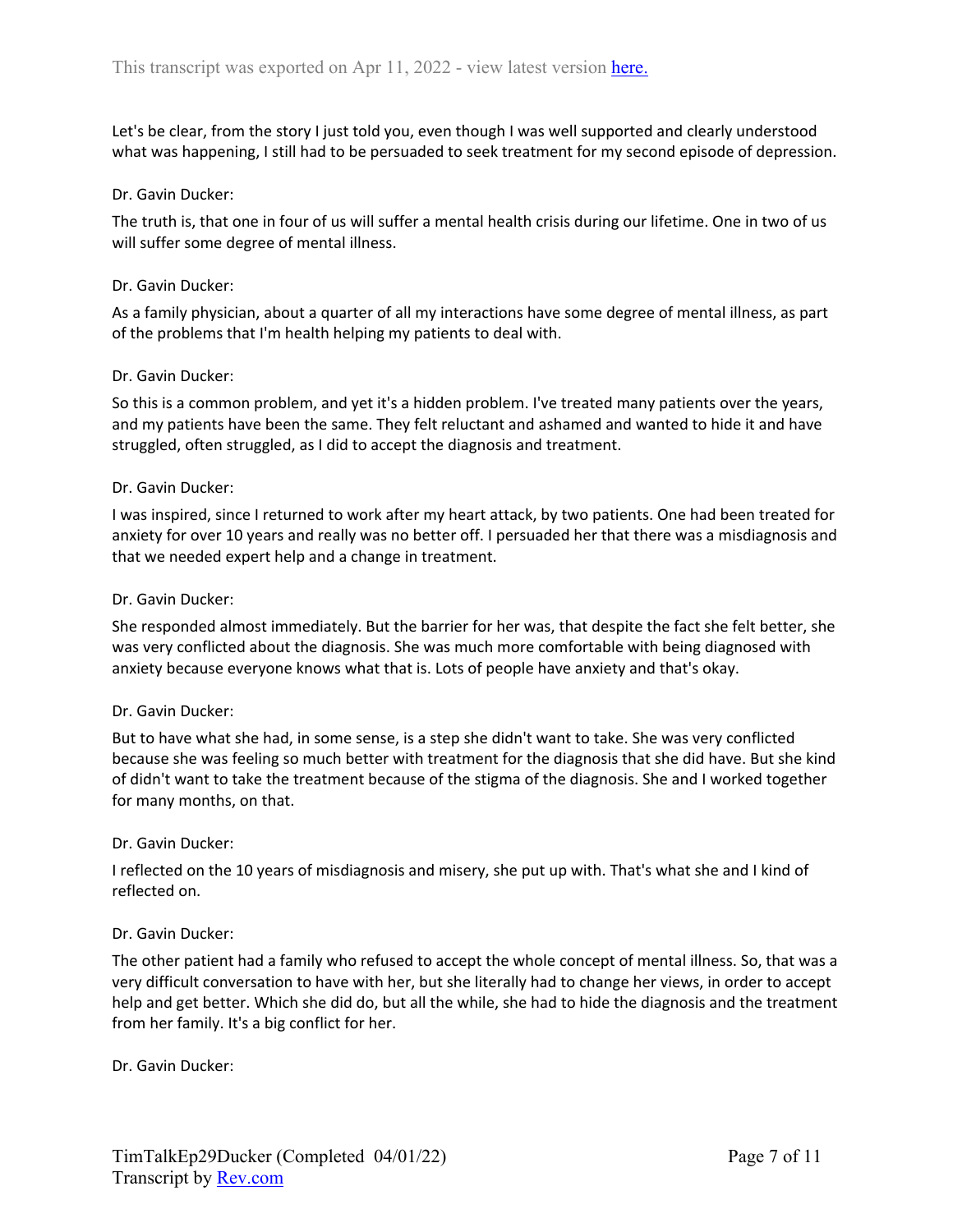Let's be clear, from the story I just told you, even though I was well supported and clearly understood what was happening, I still had to be persuaded to seek treatment for my second episode of depression.

Dr. Gavin Ducker:

The truth is, that one in four of us will suffer a mental health crisis during our lifetime. One in two of us will suffer some degree of mental illness.

Dr. Gavin Ducker:

As a family physician, about a quarter of all my interactions have some degree of mental illness, as part of the problems that I'm health helping my patients to deal with.

Dr. Gavin Ducker:

So this is a common problem, and yet it's a hidden problem. I've treated many patients over the years, and my patients have been the same. They felt reluctant and ashamed and wanted to hide it and have struggled, often struggled, as I did to accept the diagnosis and treatment.

Dr. Gavin Ducker:

I was inspired, since I returned to work after my heart attack, by two patients. One had been treated for anxiety for over 10 years and really was no better off. I persuaded her that there was a misdiagnosis and that we needed expert help and a change in treatment.

Dr. Gavin Ducker:

She responded almost immediately. But the barrier for her was, that despite the fact she felt better, she was very conflicted about the diagnosis. She was much more comfortable with being diagnosed with anxiety because everyone knows what that is. Lots of people have anxiety and that's okay.

Dr. Gavin Ducker:

But to have what she had, in some sense, is a step she didn't want to take. She was very conflicted because she was feeling so much better with treatment for the diagnosis that she did have. But she kind of didn't want to take the treatment because of the stigma of the diagnosis. She and I worked together for many months, on that.

Dr. Gavin Ducker:

I reflected on the 10 years of misdiagnosis and misery, she put up with. That's what she and I kind of reflected on.

Dr. Gavin Ducker:

The other patient had a family who refused to accept the whole concept of mental illness. So, that was a very difficult conversation to have with her, but she literally had to change her views, in order to accept help and get better. Which she did do, but all the while, she had to hide the diagnosis and the treatment from her family. It's a big conflict for her.

Dr. Gavin Ducker: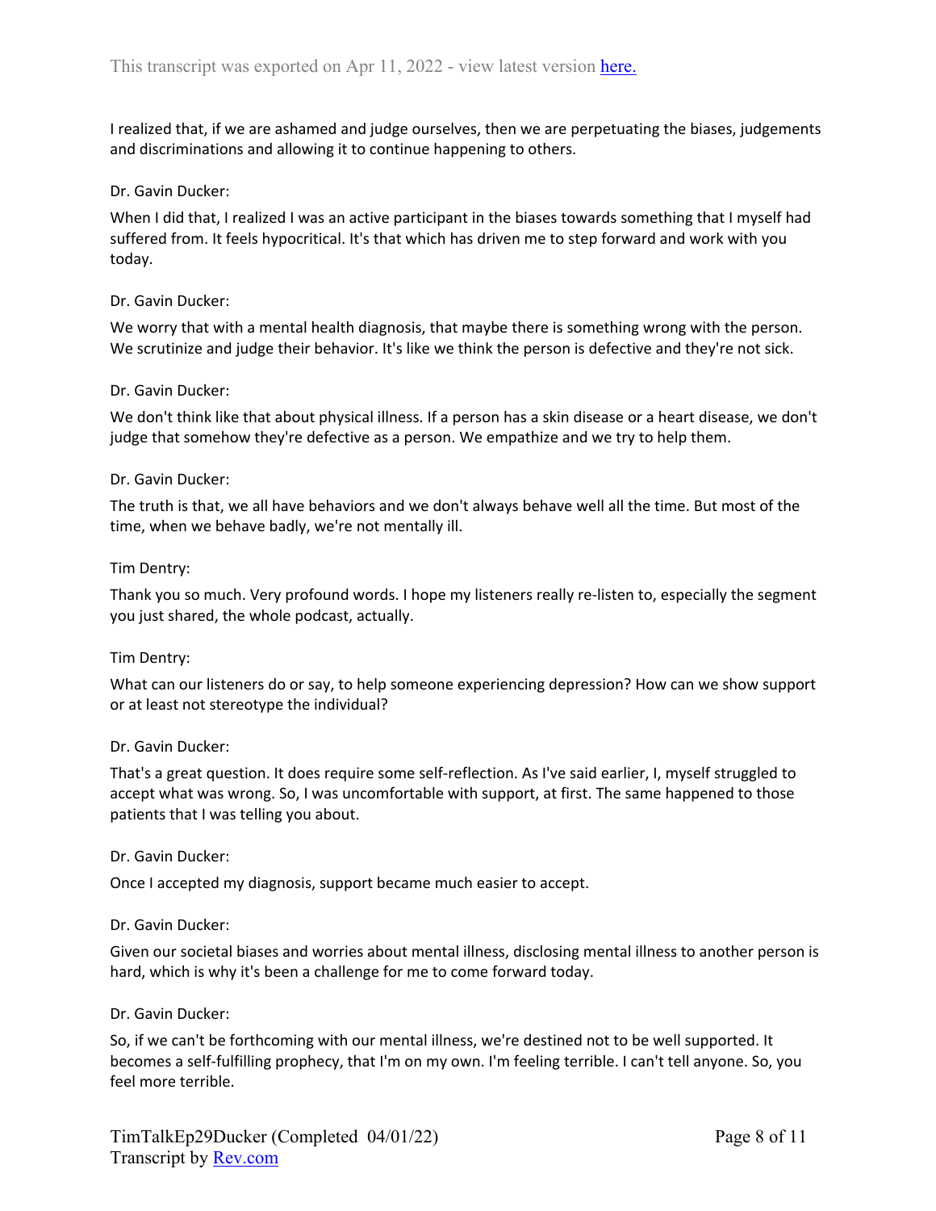I realized that, if we are ashamed and judge ourselves, then we are perpetuating the biases, judgements and discriminations and allowing it to continue happening to others.

Dr. Gavin Ducker:

When I did that, I realized I was an active participant in the biases towards something that I myself had suffered from. It feels hypocritical. It's that which has driven me to step forward and work with you today.

Dr. Gavin Ducker:

We worry that with a mental health diagnosis, that maybe there is something wrong with the person. We scrutinize and judge their behavior. It's like we think the person is defective and they're not sick.

Dr. Gavin Ducker:

We don't think like that about physical illness. If a person has a skin disease or a heart disease, we don't judge that somehow they're defective as a person. We empathize and we try to help them.

Dr. Gavin Ducker:

The truth is that, we all have behaviors and we don't always behave well all the time. But most of the time, when we behave badly, we're not mentally ill.

Tim Dentry:

Thank you so much. Very profound words. I hope my listeners really re-listen to, especially the segment you just shared, the whole podcast, actually.

Tim Dentry:

What can our listeners do or say, to help someone experiencing depression? How can we show support or at least not stereotype the individual?

Dr. Gavin Ducker:

That's a great question. It does require some self-reflection. As I've said earlier, I, myself struggled to accept what was wrong. So, I was uncomfortable with support, at first. The same happened to those patients that I was telling you about.

Dr. Gavin Ducker:

Once I accepted my diagnosis, support became much easier to accept.

Dr. Gavin Ducker:

Given our societal biases and worries about mental illness, disclosing mental illness to another person is hard, which is why it's been a challenge for me to come forward today.

Dr. Gavin Ducker:

So, if we can't be forthcoming with our mental illness, we're destined not to be well supported. It becomes a self-fulfilling prophecy, that I'm on my own. I'm feeling terrible. I can't tell anyone. So, you feel more terrible.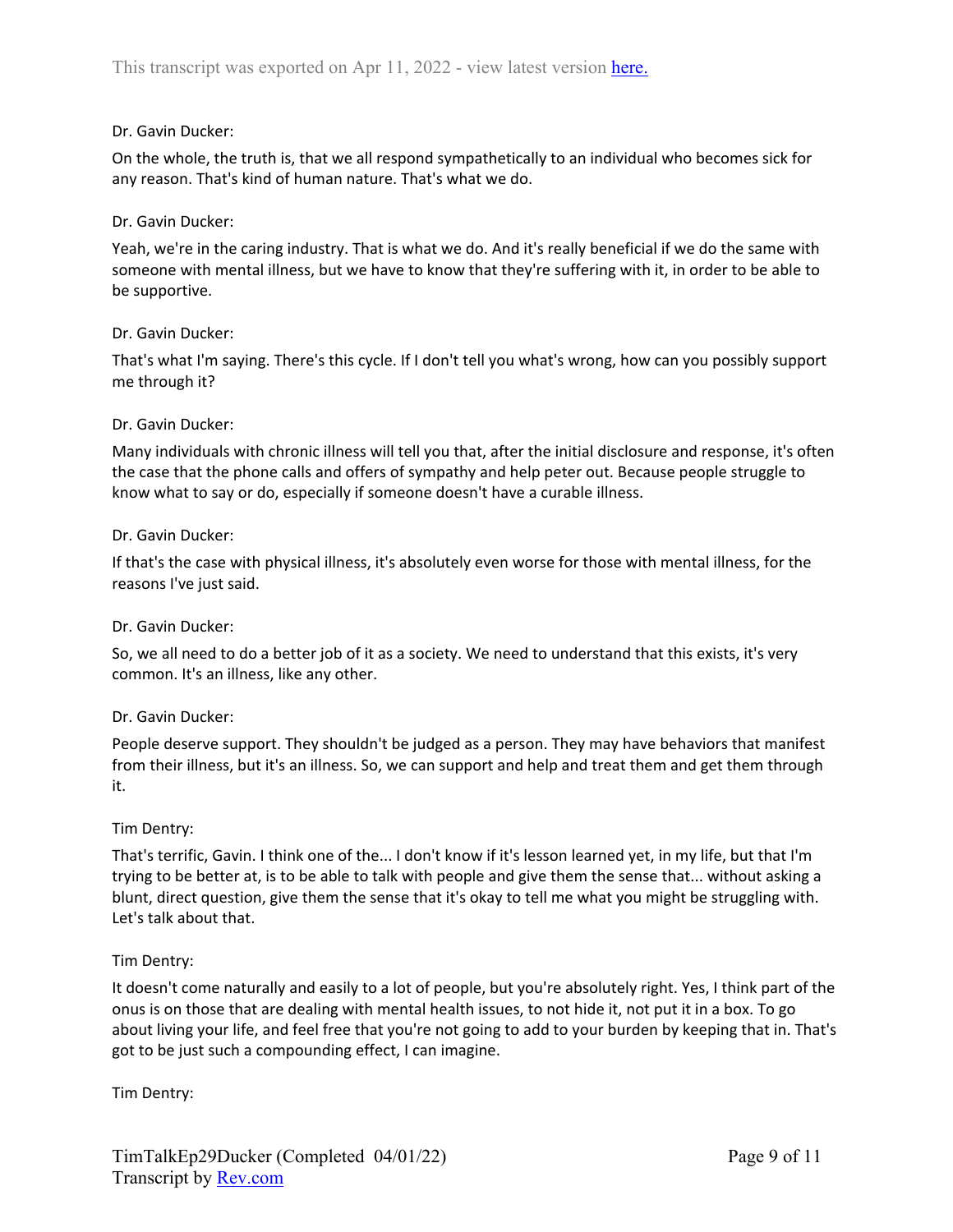Dr. Gavin Ducker:

On the whole, the truth is, that we all respond sympathetically to an individual who becomes sick for any reason. That's kind of human nature. That's what we do.

Dr. Gavin Ducker:

Yeah, we're in the caring industry. That is what we do. And it's really beneficial if we do the same with someone with mental illness, but we have to know that they're suffering with it, in order to be able to be supportive.

Dr. Gavin Ducker:

That's what I'm saying. There's this cycle. If I don't tell you what's wrong, how can you possibly support me through it?

Dr. Gavin Ducker:

Many individuals with chronic illness will tell you that, after the initial disclosure and response, it's often the case that the phone calls and offers of sympathy and help peter out. Because people struggle to know what to say or do, especially if someone doesn't have a curable illness.

Dr. Gavin Ducker:

If that's the case with physical illness, it's absolutely even worse for those with mental illness, for the reasons I've just said.

Dr. Gavin Ducker:

So, we all need to do a better job of it as a society. We need to understand that this exists, it's very common. It's an illness, like any other.

Dr. Gavin Ducker:

People deserve support. They shouldn't be judged as a person. They may have behaviors that manifest from their illness, but it's an illness. So, we can support and help and treat them and get them through it.

Tim Dentry:

That's terrific, Gavin. I think one of the... I don't know if it's lesson learned yet, in my life, but that I'm trying to be better at, is to be able to talk with people and give them the sense that... without asking a blunt, direct question, give them the sense that it's okay to tell me what you might be struggling with. Let's talk about that.

Tim Dentry:

It doesn't come naturally and easily to a lot of people, but you're absolutely right. Yes, I think part of the onus is on those that are dealing with mental health issues, to not hide it, not put it in a box. To go about living your life, and feel free that you're not going to add to your burden by keeping that in. That's got to be just such a compounding effect, I can imagine.

Tim Dentry: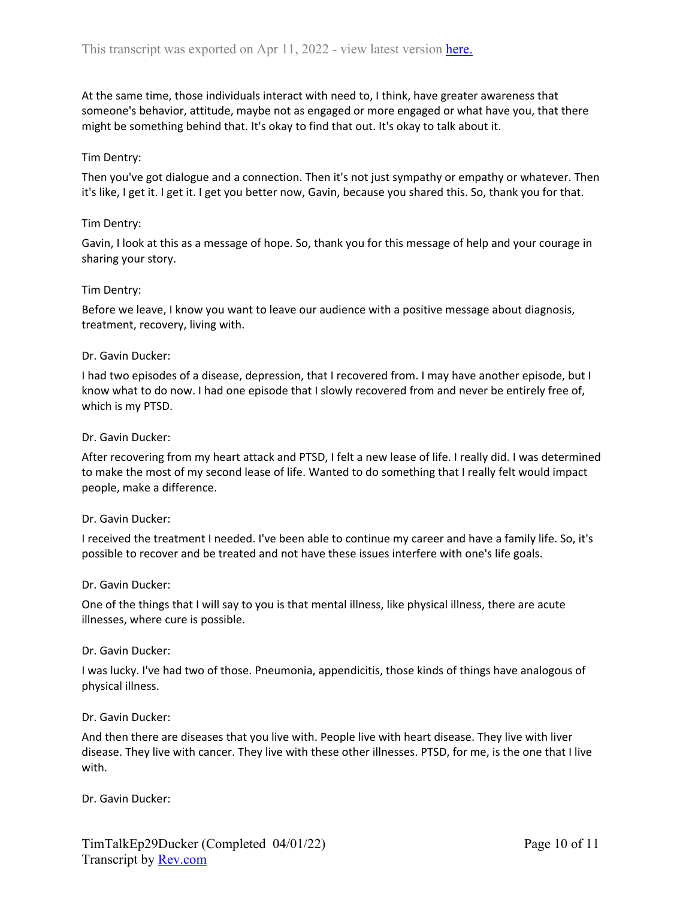At the same time, those individuals interact with need to, I think, have greater awareness that someone's behavior, attitude, maybe not as engaged or more engaged or what have you, that there might be something behind that. It's okay to find that out. It's okay to talk about it.

Tim Dentry:

Then you've got dialogue and a connection. Then it's not just sympathy or empathy or whatever. Then it's like, I get it. I get it. I get you better now, Gavin, because you shared this. So, thank you for that.

Tim Dentry:

Gavin, I look at this as a message of hope. So, thank you for this message of help and your courage in sharing your story.

Tim Dentry:

Before we leave, I know you want to leave our audience with a positive message about diagnosis, treatment, recovery, living with.

Dr. Gavin Ducker:

I had two episodes of a disease, depression, that I recovered from. I may have another episode, but I know what to do now. I had one episode that I slowly recovered from and never be entirely free of, which is my PTSD.

Dr. Gavin Ducker:

After recovering from my heart attack and PTSD, I felt a new lease of life. I really did. I was determined to make the most of my second lease of life. Wanted to do something that I really felt would impact people, make a difference.

Dr. Gavin Ducker:

I received the treatment I needed. I've been able to continue my career and have a family life. So, it's possible to recover and be treated and not have these issues interfere with one's life goals.

Dr. Gavin Ducker:

One of the things that I will say to you is that mental illness, like physical illness, there are acute illnesses, where cure is possible.

Dr. Gavin Ducker:

I was lucky. I've had two of those. Pneumonia, appendicitis, those kinds of things have analogous of physical illness.

Dr. Gavin Ducker:

And then there are diseases that you live with. People live with heart disease. They live with liver disease. They live with cancer. They live with these other illnesses. PTSD, for me, is the one that I live with.

Dr. Gavin Ducker: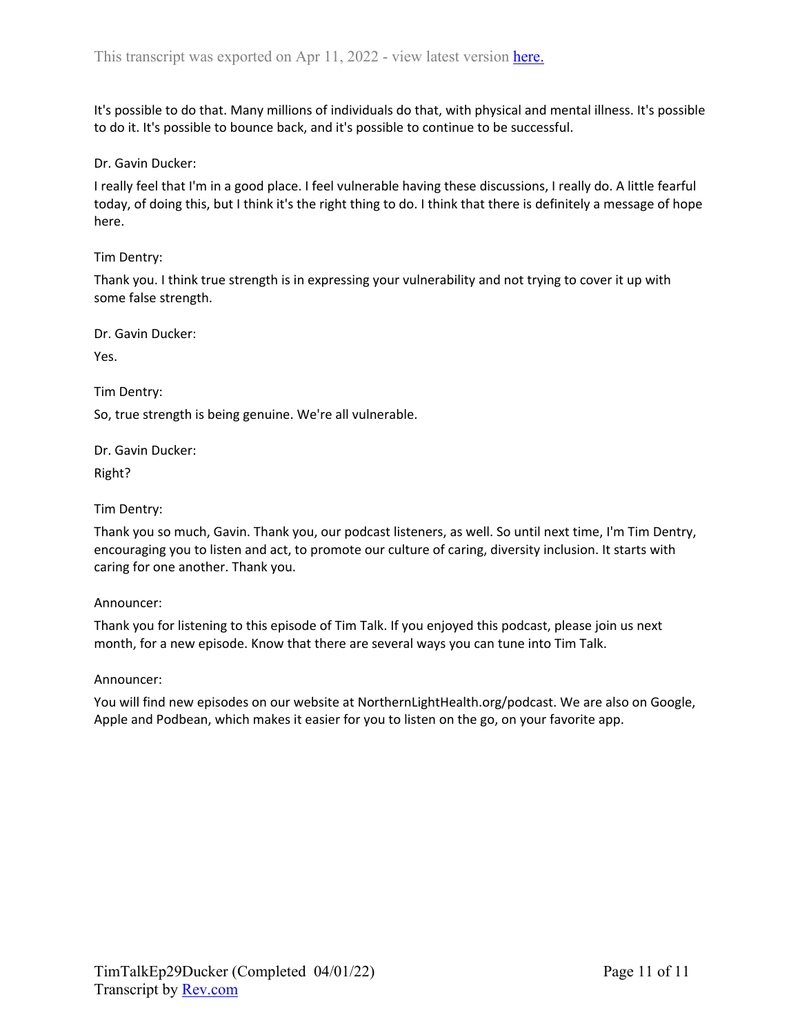It's possible to do that. Many millions of individuals do that, with physical and mental illness. It's possible to do it. It's possible to bounce back, and it's possible to continue to be successful.

Dr. Gavin Ducker:

I really feel that I'm in a good place. I feel vulnerable having these discussions, I really do. A little fearful today, of doing this, but I think it's the right thing to do. I think that there is definitely a message of hope here.

Tim Dentry:

Thank you. I think true strength is in expressing your vulnerability and not trying to cover it up with some false strength.

Dr. Gavin Ducker:

Yes.

Tim Dentry:

So, true strength is being genuine. We're all vulnerable.

Dr. Gavin Ducker:

Right?

Tim Dentry:

Thank you so much, Gavin. Thank you, our podcast listeners, as well. So until next time, I'm Tim Dentry, encouraging you to listen and act, to promote our culture of caring, diversity inclusion. It starts with caring for one another. Thank you.

Announcer:

Thank you for listening to this episode of Tim Talk. If you enjoyed this podcast, please join us next month, for a new episode. Know that there are several ways you can tune into Tim Talk.

Announcer:

You will find new episodes on our website at NorthernLightHealth.org/podcast. We are also on Google, Apple and Podbean, which makes it easier for you to listen on the go, on your favorite app.